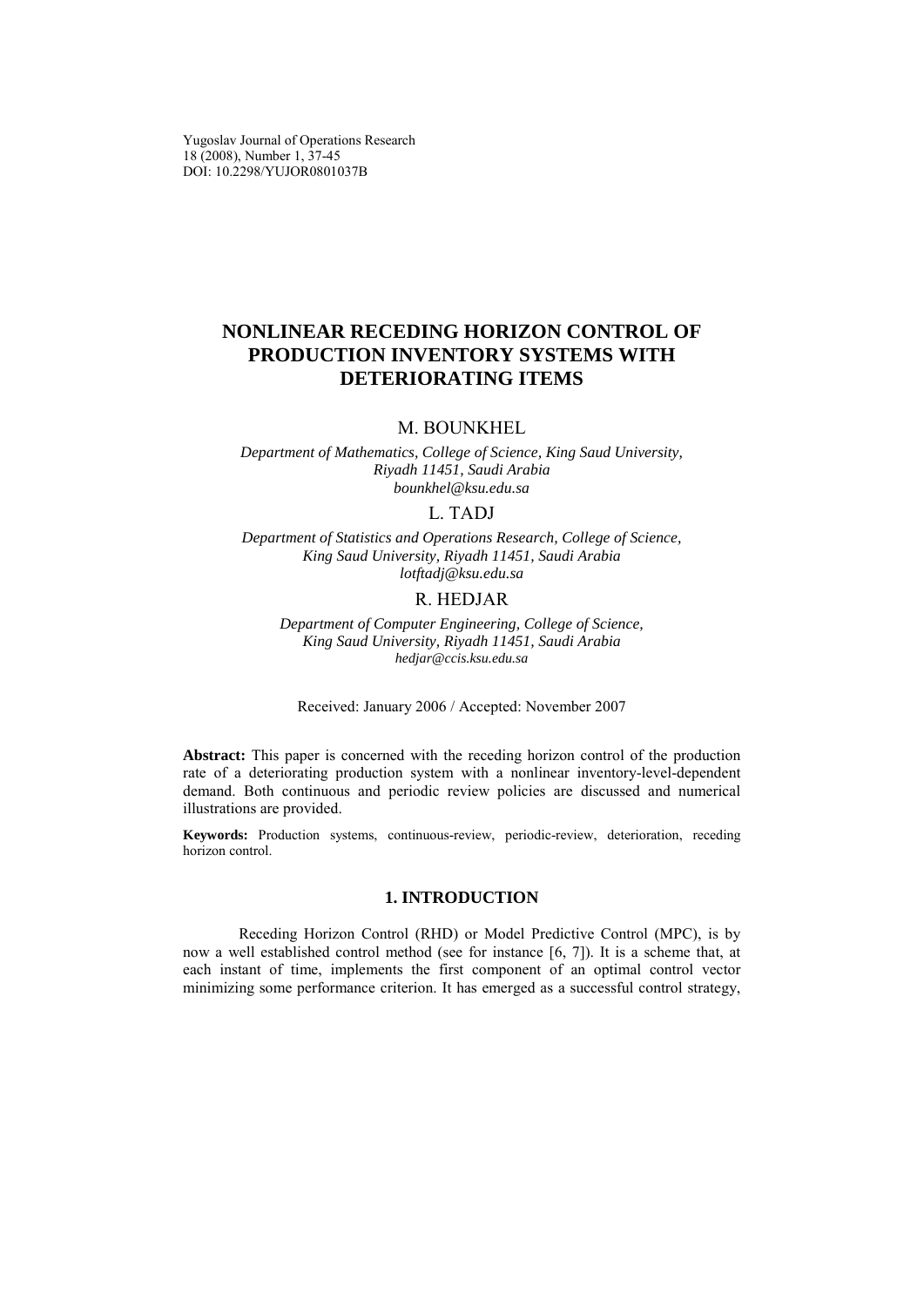Yugoslav Journal of Operations Research
18 (2008), Number 1, 37-45
DOI: 10.2298/YUJOR0801037B

# NONLINEAR RECEDING HORIZON CONTROL OF PRODUCTION INVENTORY SYSTEMS WITH DETERIORATING ITEMS

M. BOUNKHEL

*Department of Mathematics, College of Science, King Saud University, Riyadh 11451, Saudi Arabia*
*bounkhel@ksu.edu.sa*

L. TADJ

*Department of Statistics and Operations Research, College of Science, King Saud University, Riyadh 11451, Saudi Arabia*
*lotftadj@ksu.edu.sa*

R. HEDJAR

*Department of Computer Engineering, College of Science, King Saud University, Riyadh 11451, Saudi Arabia*
*hedjar@ccis.ksu.edu.sa*

Received: January 2006 / Accepted: November 2007

**Abstract:** This paper is concerned with the receding horizon control of the production rate of a deteriorating production system with a nonlinear inventory-level-dependent demand. Both continuous and periodic review policies are discussed and numerical illustrations are provided.

**Keywords:** Production systems, continuous-review, periodic-review, deterioration, receding horizon control.

## 1. INTRODUCTION

Receding Horizon Control (RHD) or Model Predictive Control (MPC), is by now a well established control method (see for instance [6, 7]). It is a scheme that, at each instant of time, implements the first component of an optimal control vector minimizing some performance criterion. It has emerged as a successful control strategy,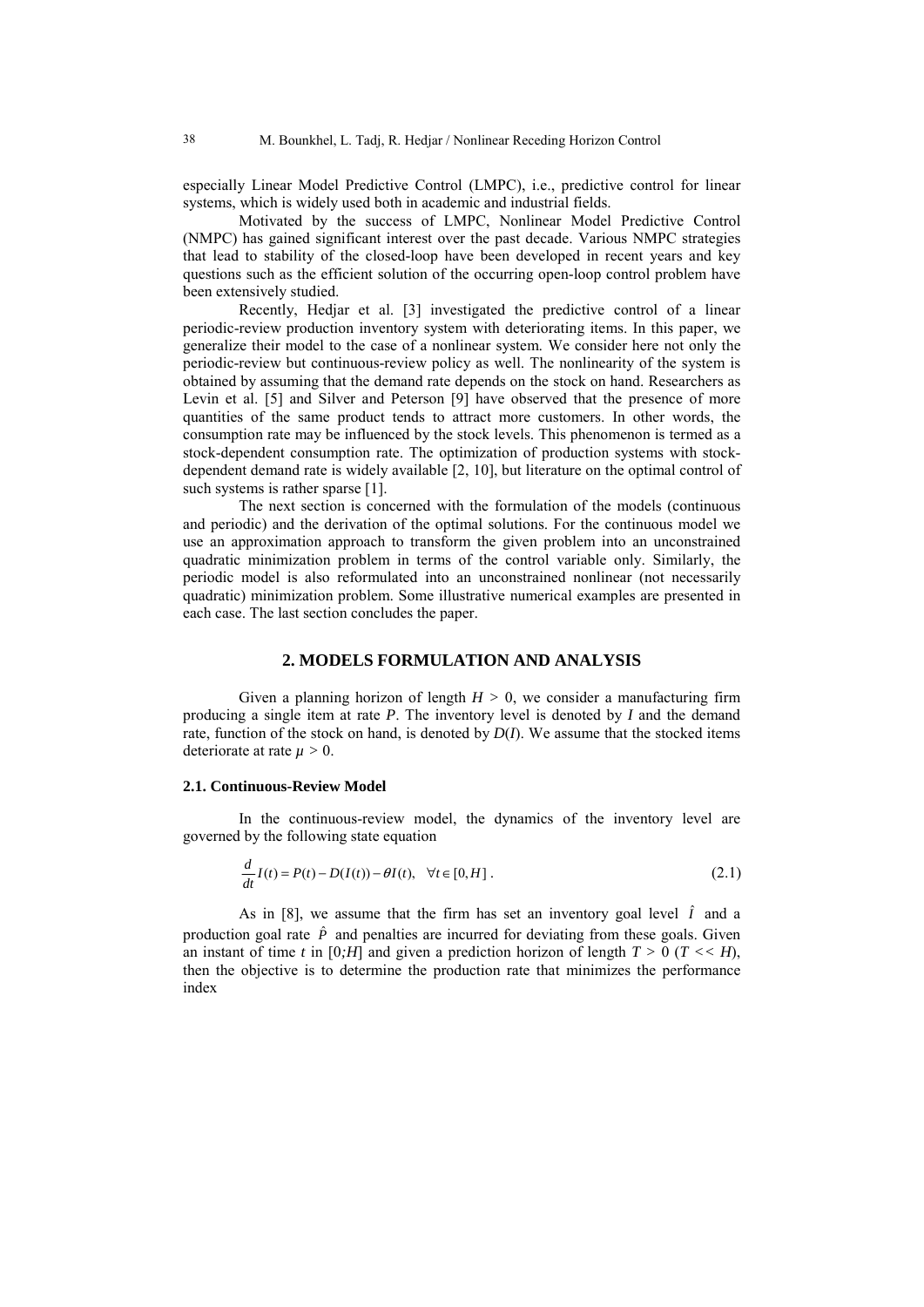especially Linear Model Predictive Control (LMPC), i.e., predictive control for linear systems, which is widely used both in academic and industrial fields.

Motivated by the success of LMPC, Nonlinear Model Predictive Control (NMPC) has gained significant interest over the past decade. Various NMPC strategies that lead to stability of the closed-loop have been developed in recent years and key questions such as the efficient solution of the occurring open-loop control problem have been extensively studied.

Recently, Hedjar et al. [3] investigated the predictive control of a linear periodic-review production inventory system with deteriorating items. In this paper, we generalize their model to the case of a nonlinear system. We consider here not only the periodic-review but continuous-review policy as well. The nonlinearity of the system is obtained by assuming that the demand rate depends on the stock on hand. Researchers as Levin et al. [5] and Silver and Peterson [9] have observed that the presence of more quantities of the same product tends to attract more customers. In other words, the consumption rate may be influenced by the stock levels. This phenomenon is termed as a stock-dependent consumption rate. The optimization of production systems with stock-dependent demand rate is widely available [2, 10], but literature on the optimal control of such systems is rather sparse [1].

The next section is concerned with the formulation of the models (continuous and periodic) and the derivation of the optimal solutions. For the continuous model we use an approximation approach to transform the given problem into an unconstrained quadratic minimization problem in terms of the control variable only. Similarly, the periodic model is also reformulated into an unconstrained nonlinear (not necessarily quadratic) minimization problem. Some illustrative numerical examples are presented in each case. The last section concludes the paper.

## 2. MODELS FORMULATION AND ANALYSIS

Given a planning horizon of length $H > 0$, we consider a manufacturing firm producing a single item at rate $P$. The inventory level is denoted by $I$ and the demand rate, function of the stock on hand, is denoted by $D(I)$. We assume that the stocked items deteriorate at rate $\mu > 0$.

### 2.1. Continuous-Review Model

In the continuous-review model, the dynamics of the inventory level are governed by the following state equation

$$\frac{d}{dt}I(t) = P(t) - D(I(t)) - \theta I(t), \quad \forall t \in [0, H] \,. \tag{2.1}$$

As in [8], we assume that the firm has set an inventory goal level $\hat{I}$ and a production goal rate $\hat{P}$ and penalties are incurred for deviating from these goals. Given an instant of time $t$ in $[0;H]$ and given a prediction horizon of length $T > 0$ ($T << H$), then the objective is to determine the production rate that minimizes the performance index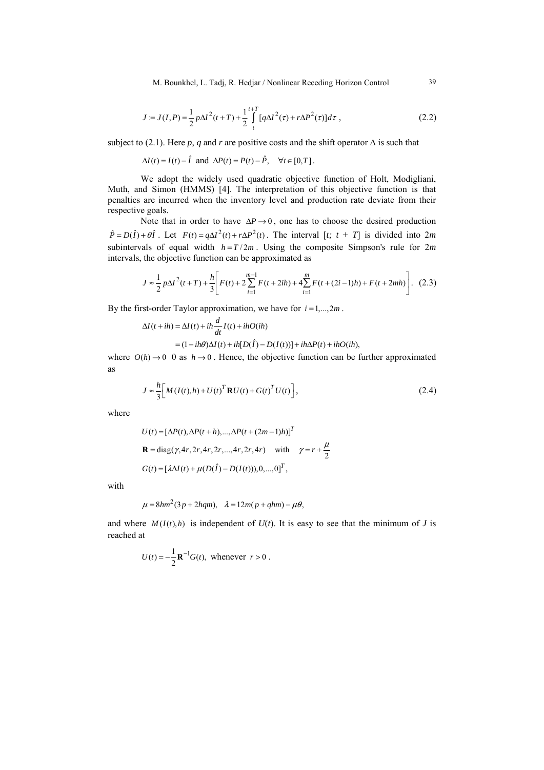$$J := J(I,P) = \frac{1}{2} p \Delta I^2(t+T) + \frac{1}{2} \int_t^{t+T} [q \Delta I^2(\tau) + r \Delta P^2(\tau)] d\tau \,, \tag{2.2}$$

subject to (2.1). Here *p*, *q* and *r* are positive costs and the shift operator $\Delta$ is such that

$$\Delta I(t) = I(t) - \hat{I} \text{ and } \Delta P(t) = P(t) - \hat{P}, \quad \forall t \in [0,T].$$

We adopt the widely used quadratic objective function of Holt, Modigliani, Muth, and Simon (HMMS) [4]. The interpretation of this objective function is that penalties are incurred when the inventory level and production rate deviate from their respective goals.

Note that in order to have $\Delta P \to 0$, one has to choose the desired production $\hat{P} = D(\hat{I}) + \theta \hat{I}$. Let $F(t) = q \Delta I^2(t) + r \Delta P^2(t)$. The interval $[t;\ t+T]$ is divided into $2m$ subintervals of equal width $h = T/2m$. Using the composite Simpson's rule for $2m$ intervals, the objective function can be approximated as

$$J \approx \frac{1}{2} p \Delta I^2(t+T) + \frac{h}{3}\left[ F(t) + 2\sum_{i=1}^{m-1} F(t+2ih) + 4\sum_{i=1}^{m} F(t+(2i-1)h) + F(t+2mh) \right]. \tag{2.3}$$

By the first-order Taylor approximation, we have for $i = 1,...,2m$.

$$\begin{aligned}
\Delta I(t+ih) &= \Delta I(t) + ih \frac{d}{dt} I(t) + ihO(ih) \\
&= (1 - ih\theta) \Delta I(t) + ih[D(\hat{I}) - D(I(t))] + ih \Delta P(t) + ihO(ih),
\end{aligned}$$

where $O(h) \to 0$ 0 as $h \to 0$. Hence, the objective function can be further approximated as

$$J \approx \frac{h}{3}\left[ M(I(t),h) + U(t)^T \mathbf{R} U(t) + G(t)^T U(t) \right], \tag{2.4}$$

where

$$U(t) = [\Delta P(t), \Delta P(t+h), ..., \Delta P(t+(2m-1)h)]^T$$

$$\mathbf{R} = \text{diag}(\gamma, 4r, 2r, 4r, 2r, ..., 4r, 2r, 4r) \quad \text{with} \quad \gamma = r + \frac{\mu}{2}$$

$$G(t) = [\lambda \Delta I(t) + \mu(D(\hat{I}) - D(I(t))), 0, ..., 0]^T,$$

with

$$\mu = 8hm^2(3p + 2hqm), \quad \lambda = 12m(p + qhm) - \mu\theta,$$

and where $M(I(t),h)$ is independent of $U(t)$. It is easy to see that the minimum of *J* is reached at

$$U(t) = -\frac{1}{2} \mathbf{R}^{-1} G(t), \text{ whenever } r > 0.$$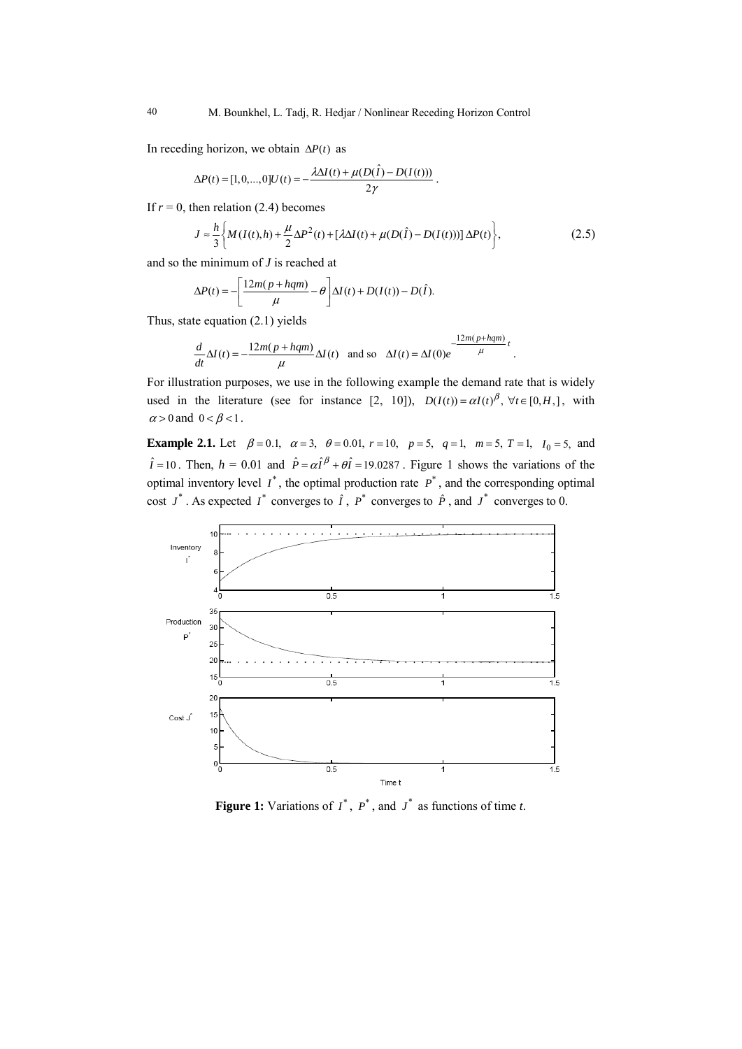In receding horizon, we obtain $\Delta P(t)$ as

$$\Delta P(t) = [1, 0, ..., 0]U(t) = -\frac{\lambda \Delta I(t) + \mu (D(\hat{I}) - D(I(t)))}{2\gamma}.$$

If $r = 0$, then relation (2.4) becomes

$$J \approx \frac{h}{3}\left\{ M(I(t), h) + \frac{\mu}{2}\Delta P^2(t) + [\lambda \Delta I(t) + \mu(D(\hat{I}) - D(I(t)))]\,\Delta P(t) \right\}, \tag{2.5}$$

and so the minimum of $J$ is reached at

$$\Delta P(t) = -\left[\frac{12m(p + hqm)}{\mu} - \theta\right]\Delta I(t) + D(I(t)) - D(\hat{I}).$$

Thus, state equation (2.1) yields

$$\frac{d}{dt}\Delta I(t) = -\frac{12m(p + hqm)}{\mu}\Delta I(t) \quad \text{and so} \quad \Delta I(t) = \Delta I(0)e^{-\frac{12m(p+hqm)}{\mu}t}.$$

For illustration purposes, we use in the following example the demand rate that is widely used in the literature (see for instance [2, 10]), $D(I(t)) = \alpha I(t)^{\beta}$, $\forall t \in [0, H,]$, with $\alpha > 0$ and $0 < \beta < 1$.

**Example 2.1.** Let $\beta = 0.1$, $\alpha = 3$, $\theta = 0.01$, $r = 10$, $p = 5$, $q = 1$, $m = 5$, $T = 1$, $I_0 = 5$, and $\hat{I} = 10$. Then, $h$ = 0.01 and $\hat{P} = \alpha \hat{I}^{\beta} + \theta \hat{I} = 19.0287$. Figure 1 shows the variations of the optimal inventory level $I^*$, the optimal production rate $P^*$, and the corresponding optimal cost $J^*$. As expected $I^*$ converges to $\hat{I}$, $P^*$ converges to $\hat{P}$, and $J^*$ converges to 0.

**Figure 1:** Variations of $I^*$, $P^*$, and $J^*$ as functions of time $t$.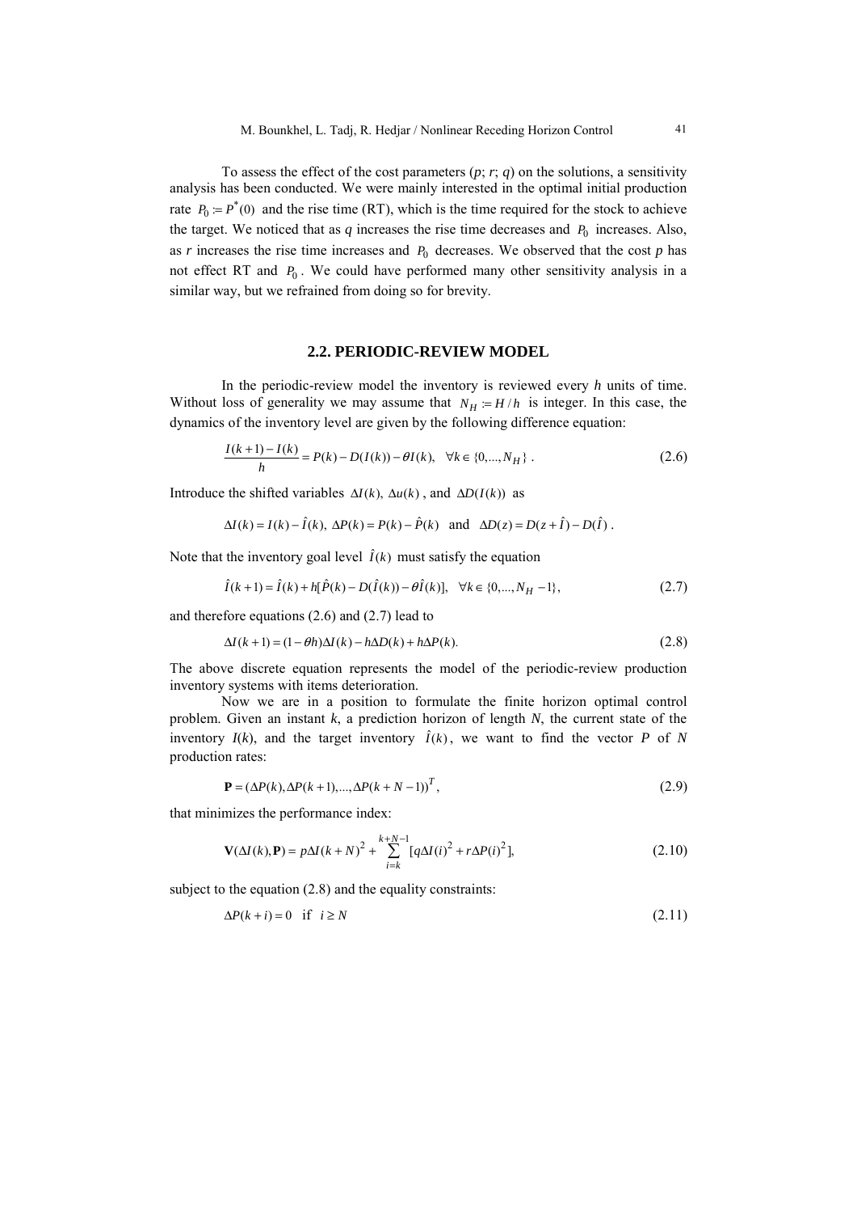To assess the effect of the cost parameters ($p$; $r$; $q$) on the solutions, a sensitivity analysis has been conducted. We were mainly interested in the optimal initial production rate $P_0 := P^*(0)$ and the rise time (RT), which is the time required for the stock to achieve the target. We noticed that as $q$ increases the rise time decreases and $P_0$ increases. Also, as $r$ increases the rise time increases and $P_0$ decreases. We observed that the cost $p$ has not effect RT and $P_0$. We could have performed many other sensitivity analysis in a similar way, but we refrained from doing so for brevity.

## 2.2. PERIODIC-REVIEW MODEL

In the periodic-review model the inventory is reviewed every $h$ units of time. Without loss of generality we may assume that $N_H := H/h$ is integer. In this case, the dynamics of the inventory level are given by the following difference equation:

$$\frac{I(k+1)-I(k)}{h} = P(k) - D(I(k)) - \theta I(k), \quad \forall k \in \{0,...,N_H\}\ . \tag{2.6}$$

Introduce the shifted variables $\Delta I(k),\ \Delta u(k)$ , and $\Delta D(I(k))$ as

$$\Delta I(k) = I(k) - \hat{I}(k),\ \Delta P(k) = P(k) - \hat{P}(k) \quad \text{and} \quad \Delta D(z) = D(z+\hat{I}) - D(\hat{I})\ .$$

Note that the inventory goal level $\hat{I}(k)$ must satisfy the equation

$$\hat{I}(k+1) = \hat{I}(k) + h[\hat{P}(k) - D(\hat{I}(k)) - \theta \hat{I}(k)], \quad \forall k \in \{0,...,N_H - 1\}, \tag{2.7}$$

and therefore equations (2.6) and (2.7) lead to

$$\Delta I(k+1) = (1-\theta h)\Delta I(k) - h\Delta D(k) + h\Delta P(k). \tag{2.8}$$

The above discrete equation represents the model of the periodic-review production inventory systems with items deterioration.

Now we are in a position to formulate the finite horizon optimal control problem. Given an instant $k$, a prediction horizon of length $N$, the current state of the inventory $I(k)$, and the target inventory $\hat{I}(k)$, we want to find the vector $P$ of $N$ production rates:

$$\mathbf{P} = (\Delta P(k), \Delta P(k+1), ..., \Delta P(k+N-1))^T, \tag{2.9}$$

that minimizes the performance index:

$$\mathbf{V}(\Delta I(k), \mathbf{P}) = p\Delta I(k+N)^2 + \sum_{i=k}^{k+N-1} [q\Delta I(i)^2 + r\Delta P(i)^2], \tag{2.10}$$

subject to the equation (2.8) and the equality constraints:

$$\Delta P(k+i) = 0 \quad \text{if} \quad i \geq N \tag{2.11}$$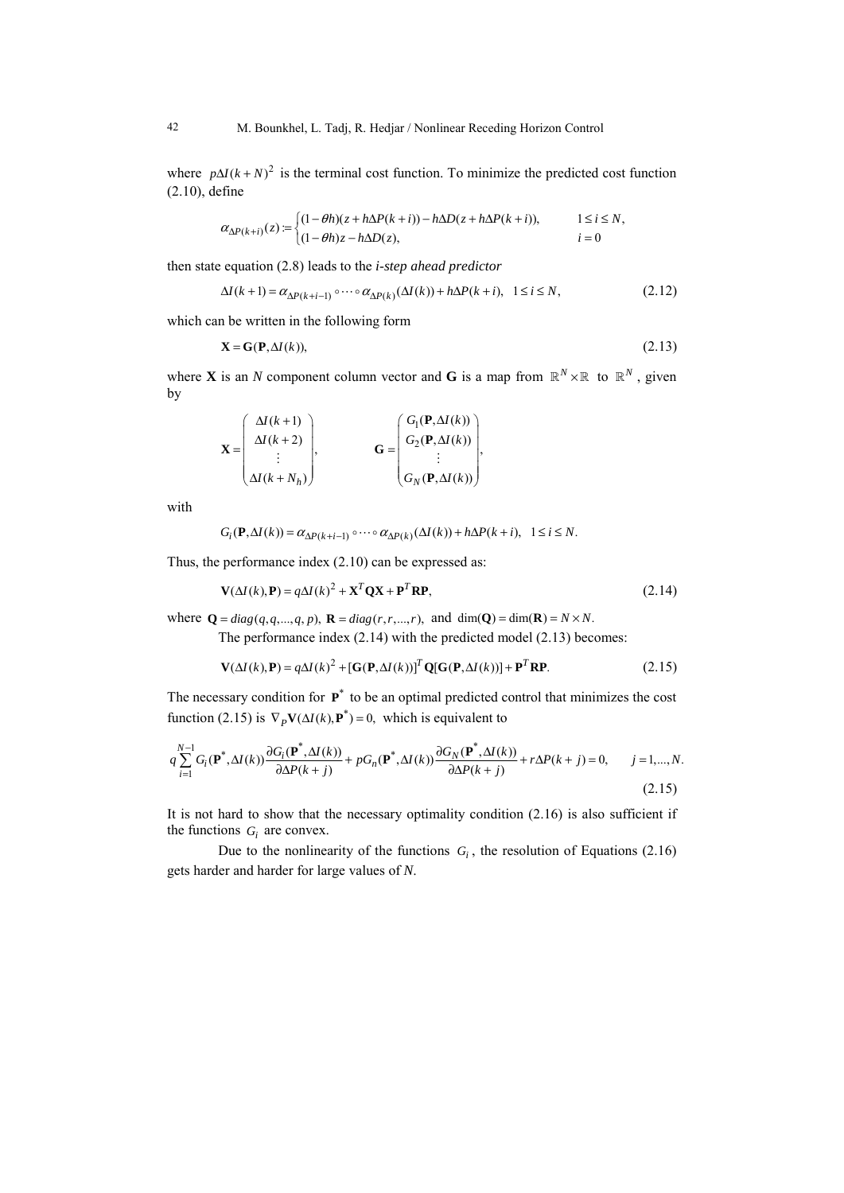where $p\Delta I(k+N)^2$ is the terminal cost function. To minimize the predicted cost function (2.10), define

$$\alpha_{\Delta P(k+i)}(z) := \begin{cases} (1-\theta h)(z + h\Delta P(k+i)) - h\Delta D(z + h\Delta P(k+i)), & 1 \le i \le N, \\ (1-\theta h)z - h\Delta D(z), & i = 0 \end{cases}$$

then state equation (2.8) leads to the *i-step ahead predictor*

$$\Delta I(k+1) = \alpha_{\Delta P(k+i-1)} \circ \cdots \circ \alpha_{\Delta P(k)}(\Delta I(k)) + h\Delta P(k+i), \quad 1 \le i \le N, \tag{2.12}$$

which can be written in the following form

$$\mathbf{X} = \mathbf{G}(\mathbf{P}, \Delta I(k)), \tag{2.13}$$

where $\mathbf{X}$ is an $N$ component column vector and $\mathbf{G}$ is a map from $\mathbb{R}^N \times \mathbb{R}$ to $\mathbb{R}^N$, given by

$$\mathbf{X} = \begin{pmatrix} \Delta I(k+1) \\ \Delta I(k+2) \\ \vdots \\ \Delta I(k+N_h) \end{pmatrix}, \qquad \mathbf{G} = \begin{pmatrix} G_1(\mathbf{P}, \Delta I(k)) \\ G_2(\mathbf{P}, \Delta I(k)) \\ \vdots \\ G_N(\mathbf{P}, \Delta I(k)) \end{pmatrix},$$

with

$$G_i(\mathbf{P}, \Delta I(k)) = \alpha_{\Delta P(k+i-1)} \circ \cdots \circ \alpha_{\Delta P(k)}(\Delta I(k)) + h\Delta P(k+i), \quad 1 \le i \le N.$$

Thus, the performance index (2.10) can be expressed as:

$$\mathbf{V}(\Delta I(k), \mathbf{P}) = q\Delta I(k)^2 + \mathbf{X}^T \mathbf{Q} \mathbf{X} + \mathbf{P}^T \mathbf{R} \mathbf{P}, \tag{2.14}$$

where $\mathbf{Q} = diag(q, q, ..., q, p)$, $\mathbf{R} = diag(r, r, ..., r)$, and $\dim(\mathbf{Q}) = \dim(\mathbf{R}) = N \times N$.

The performance index (2.14) with the predicted model (2.13) becomes:

$$\mathbf{V}(\Delta I(k), \mathbf{P}) = q\Delta I(k)^2 + [\mathbf{G}(\mathbf{P}, \Delta I(k))]^T \mathbf{Q}[\mathbf{G}(\mathbf{P}, \Delta I(k))] + \mathbf{P}^T \mathbf{R} \mathbf{P}. \tag{2.15}$$

The necessary condition for $\mathbf{P}^*$ to be an optimal predicted control that minimizes the cost function (2.15) is $\nabla_P \mathbf{V}(\Delta I(k), \mathbf{P}^*) = 0$, which is equivalent to

$$q\sum_{i=1}^{N-1} G_i(\mathbf{P}^*, \Delta I(k)) \frac{\partial G_i(\mathbf{P}^*, \Delta I(k))}{\partial \Delta P(k+j)} + pG_n(\mathbf{P}^*, \Delta I(k)) \frac{\partial G_N(\mathbf{P}^*, \Delta I(k))}{\partial \Delta P(k+j)} + r\Delta P(k+j) = 0, \qquad j = 1, ..., N. \tag{2.15}$$

It is not hard to show that the necessary optimality condition (2.16) is also sufficient if the functions $G_i$ are convex.

Due to the nonlinearity of the functions $G_i$, the resolution of Equations (2.16) gets harder and harder for large values of $N$.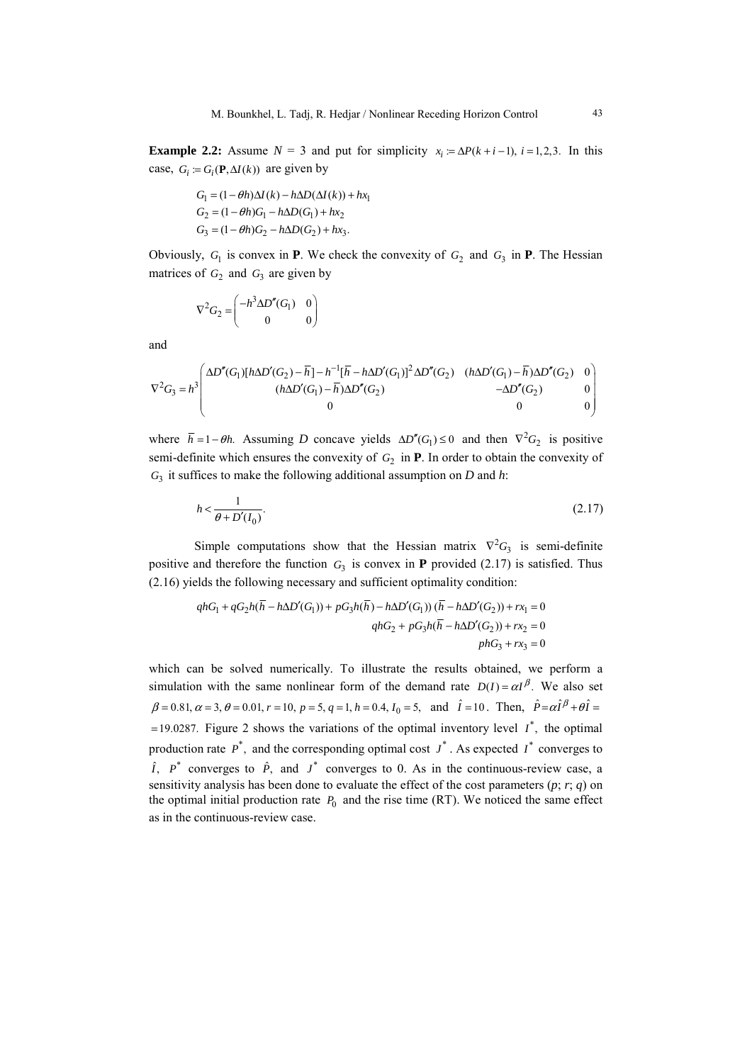**Example 2.2:** Assume $N$ = 3 and put for simplicity $x_i := \Delta P(k+i-1),\ i=1,2,3.$ In this case, $G_i := G_i(\mathbf{P}, \Delta I(k))$ are given by

$$G_1 = (1-\theta h)\Delta I(k) - h\Delta D(\Delta I(k)) + hx_1$$
$$G_2 = (1-\theta h)G_1 - h\Delta D(G_1) + hx_2$$
$$G_3 = (1-\theta h)G_2 - h\Delta D(G_2) + hx_3.$$

Obviously, $G_1$ is convex in **P**. We check the convexity of $G_2$ and $G_3$ in **P**. The Hessian matrices of $G_2$ and $G_3$ are given by

$$\nabla^2 G_2 = \begin{pmatrix} -h^3 \Delta D''(G_1) & 0 \\ 0 & 0 \end{pmatrix}$$

and

$$\nabla^2 G_3 = h^3 \begin{pmatrix} \Delta D''(G_1)[h\Delta D'(G_2) - \bar{h}] - h^{-1}[\bar{h} - h\Delta D'(G_1)]^2 \Delta D''(G_2) & (h\Delta D'(G_1) - \bar{h})\Delta D''(G_2) & 0 \\ (h\Delta D'(G_1) - \bar{h})\Delta D''(G_2) & -\Delta D''(G_2) & 0 \\ 0 & 0 & 0 \end{pmatrix}$$

where $\bar{h} = 1 - \theta h.$ Assuming $D$ concave yields $\Delta D''(G_1) \le 0$ and then $\nabla^2 G_2$ is positive semi-definite which ensures the convexity of $G_2$ in **P**. In order to obtain the convexity of $G_3$ it suffices to make the following additional assumption on $D$ and $h$:

$$h < \frac{1}{\theta + D'(I_0)}. \tag{2.17}$$

Simple computations show that the Hessian matrix $\nabla^2 G_3$ is semi-definite positive and therefore the function $G_3$ is convex in **P** provided (2.17) is satisfied. Thus (2.16) yields the following necessary and sufficient optimality condition:

$$qhG_1 + qG_2 h(\bar{h} - h\Delta D'(G_1)) + pG_3 h(\bar{h}) - h\Delta D'(G_1))\,(\bar{h} - h\Delta D'(G_2)) + rx_1 = 0$$
$$qhG_2 + pG_3 h(\bar{h} - h\Delta D'(G_2)) + rx_2 = 0$$
$$phG_3 + rx_3 = 0$$

which can be solved numerically. To illustrate the results obtained, we perform a simulation with the same nonlinear form of the demand rate $D(I) = \alpha I^{\beta}$. We also set $\beta = 0.81, \alpha = 3, \theta = 0.01, r = 10, p = 5, q = 1, h = 0.4, I_0 = 5,$ and $\hat{I} = 10$. Then, $\hat{P} = \alpha \hat{I}^{\beta} + \theta \hat{I} =$ $= 19.0287.$ Figure 2 shows the variations of the optimal inventory level $I^*$, the optimal production rate $P^*$, and the corresponding optimal cost $J^*$. As expected $I^*$ converges to $\hat{I}$, $P^*$ converges to $\hat{P}$, and $J^*$ converges to 0. As in the continuous-review case, a sensitivity analysis has been done to evaluate the effect of the cost parameters ($p$; $r$; $q$) on the optimal initial production rate $P_0$ and the rise time (RT). We noticed the same effect as in the continuous-review case.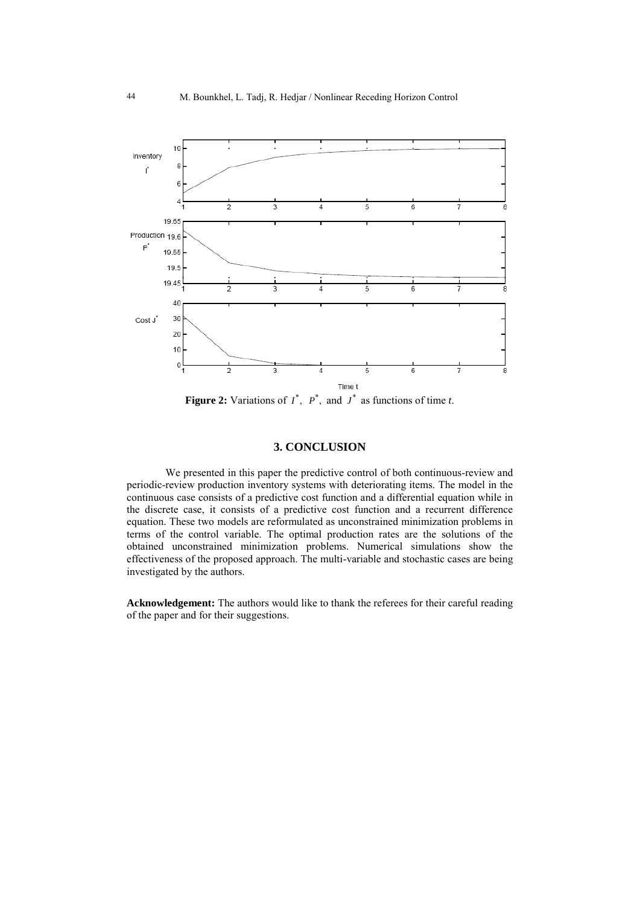**Figure 2:** Variations of $I^*$, $P^*$, and $J^*$ as functions of time $t$.

## 3. CONCLUSION

We presented in this paper the predictive control of both continuous-review and periodic-review production inventory systems with deteriorating items. The model in the continuous case consists of a predictive cost function and a differential equation while in the discrete case, it consists of a predictive cost function and a recurrent difference equation. These two models are reformulated as unconstrained minimization problems in terms of the control variable. The optimal production rates are the solutions of the obtained unconstrained minimization problems. Numerical simulations show the effectiveness of the proposed approach. The multi-variable and stochastic cases are being investigated by the authors.

**Acknowledgement:** The authors would like to thank the referees for their careful reading of the paper and for their suggestions.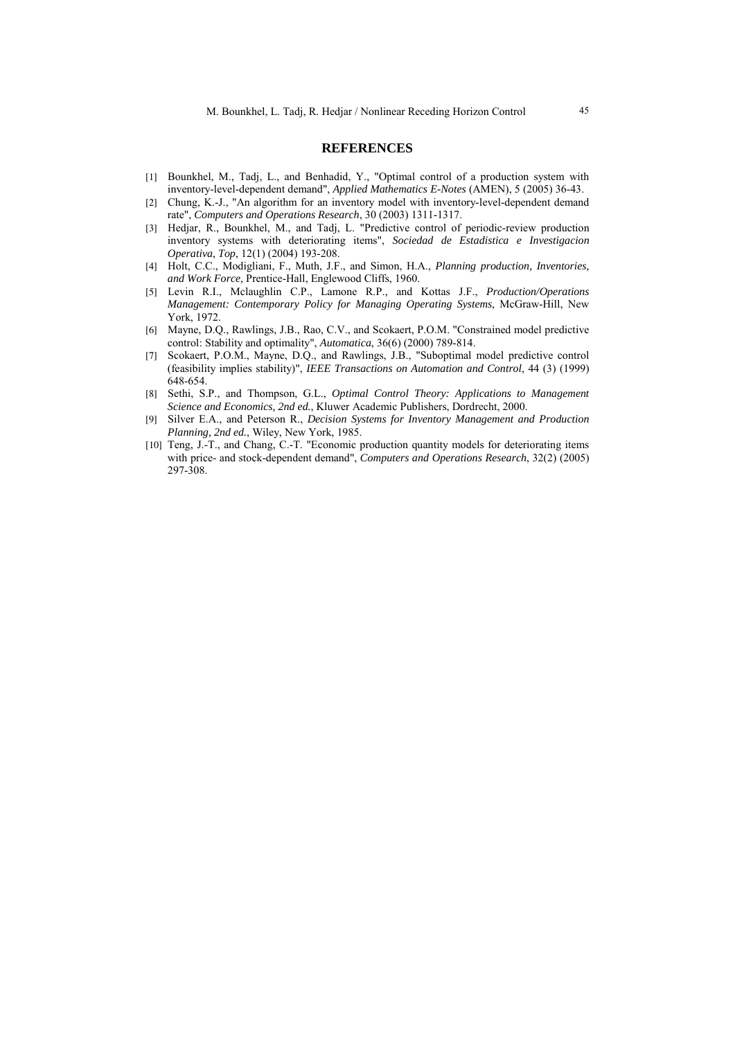## REFERENCES

[1] Bounkhel, M., Tadj, L., and Benhadid, Y., "Optimal control of a production system with inventory-level-dependent demand", *Applied Mathematics E-Notes* (AMEN), 5 (2005) 36-43.

[2] Chung, K.-J., "An algorithm for an inventory model with inventory-level-dependent demand rate", *Computers and Operations Research*, 30 (2003) 1311-1317.

[3] Hedjar, R., Bounkhel, M., and Tadj, L. "Predictive control of periodic-review production inventory systems with deteriorating items", *Sociedad de Estadistica e Investigacion Operativa*, *Top*, 12(1) (2004) 193-208.

[4] Holt, C.C., Modigliani, F., Muth, J.F., and Simon, H.A., *Planning production, Inventories, and Work Force*, Prentice-Hall, Englewood Cliffs, 1960.

[5] Levin R.I., Mclaughlin C.P., Lamone R.P., and Kottas J.F., *Production/Operations Management: Contemporary Policy for Managing Operating Systems*, McGraw-Hill, New York, 1972.

[6] Mayne, D.Q., Rawlings, J.B., Rao, C.V., and Scokaert, P.O.M. "Constrained model predictive control: Stability and optimality", *Automatica*, 36(6) (2000) 789-814.

[7] Scokaert, P.O.M., Mayne, D.Q., and Rawlings, J.B., "Suboptimal model predictive control (feasibility implies stability)", *IEEE Transactions on Automation and Control*, 44 (3) (1999) 648-654.

[8] Sethi, S.P., and Thompson, G.L., *Optimal Control Theory: Applications to Management Science and Economics, 2nd ed.*, Kluwer Academic Publishers, Dordrecht, 2000.

[9] Silver E.A., and Peterson R., *Decision Systems for Inventory Management and Production Planning, 2nd ed.*, Wiley, New York, 1985.

[10] Teng, J.-T., and Chang, C.-T. "Economic production quantity models for deteriorating items with price- and stock-dependent demand", *Computers and Operations Research*, 32(2) (2005) 297-308.